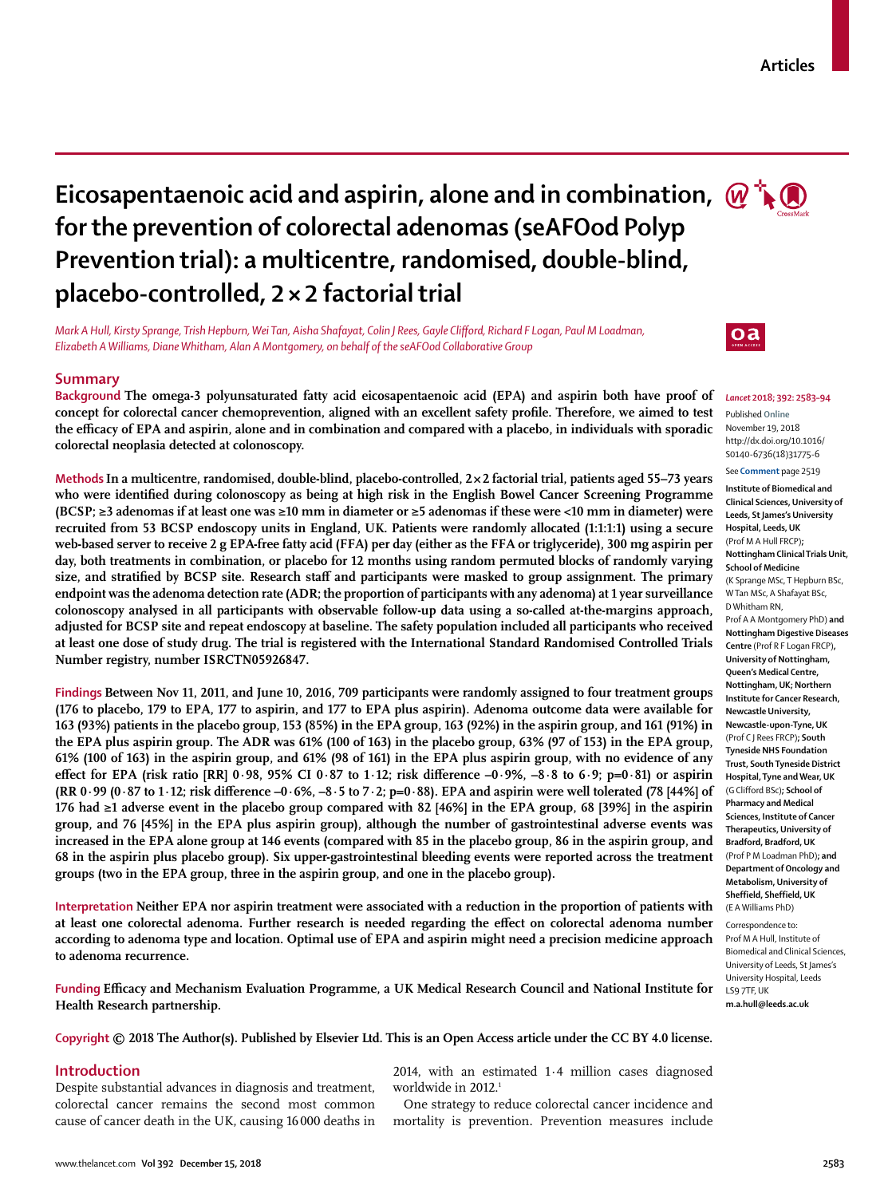# Eicosapentaenoic acid and aspirin, alone and in combination, for the prevention of colorectal adenomas (seAFOod Polyp Prevention trial): a multicentre, randomised, double-blind, placebo-controlled, 2 × 2 factorial trial

*Mark A Hull, Kirsty Sprange, Trish Hepburn, Wei Tan, Aisha Shafayat, Colin J Rees, Gayle Clifford, Richard F Logan, Paul M Loadman, Elizabeth A Williams, Diane Whitham, Alan A Montgomery, on behalf of the seAFOod Collaborative Group*

## Summary

**Background** The omega-3 polyunsaturated fatty acid eicosapentaenoic acid (EPA) and aspirin both have proof of concept for colorectal cancer chemoprevention, aligned with an excellent safety profile. Therefore, we aimed to test the efficacy of EPA and aspirin, alone and in combination and compared with a placebo, in individuals with sporadic colorectal neoplasia detected at colonoscopy.

**Methods** In a multicentre, randomised, double-blind, placebo-controlled, 2 × 2 factorial trial, patients aged 55–73 years who were identified during colonoscopy as being at high risk in the English Bowel Cancer Screening Programme (BCSP; ≥3 adenomas if at least one was ≥10 mm in diameter or ≥5 adenomas if these were <10 mm in diameter) were recruited from 53 BCSP endoscopy units in England, UK. Patients were randomly allocated (1:1:1:1) using a secure web-based server to receive 2 g EPA-free fatty acid (FFA) per day (either as the FFA or triglyceride), 300 mg aspirin per day, both treatments in combination, or placebo for 12 months using random permuted blocks of randomly varying size, and stratified by BCSP site. Research staff and participants were masked to group assignment. The primary endpoint was the adenoma detection rate (ADR; the proportion of participants with any adenoma) at 1 year surveillance colonoscopy analysed in all participants with observable follow-up data using a so-called at-the-margins approach, adjusted for BCSP site and repeat endoscopy at baseline. The safety population included all participants who received at least one dose of study drug. The trial is registered with the International Standard Randomised Controlled Trials Number registry, number ISRCTN05926847.

**Findings** Between Nov 11, 2011, and June 10, 2016, 709 participants were randomly assigned to four treatment groups (176 to placebo, 179 to EPA, 177 to aspirin, and 177 to EPA plus aspirin). Adenoma outcome data were available for 163 (93%) patients in the placebo group, 153 (85%) in the EPA group, 163 (92%) in the aspirin group, and 161 (91%) in the EPA plus aspirin group. The ADR was 61% (100 of 163) in the placebo group, 63% (97 of 153) in the EPA group, 61% (100 of 163) in the aspirin group, and 61% (98 of 161) in the EPA plus aspirin group, with no evidence of any effect for EPA (risk ratio [RR] 0·98, 95% CI 0·87 to 1·12; risk difference –0·9%, –8·8 to 6·9; p=0·81) or aspirin (RR 0·99 (0·87 to 1·12; risk difference –0·6%, –8·5 to 7·2; p=0·88). EPA and aspirin were well tolerated (78 [44%] of 176 had ≥1 adverse event in the placebo group compared with 82 [46%] in the EPA group, 68 [39%] in the aspirin group, and 76 [45%] in the EPA plus aspirin group), although the number of gastrointestinal adverse events was increased in the EPA alone group at 146 events (compared with 85 in the placebo group, 86 in the aspirin group, and 68 in the aspirin plus placebo group). Six upper-gastrointestinal bleeding events were reported across the treatment groups (two in the EPA group, three in the aspirin group, and one in the placebo group).

**Interpretation** Neither EPA nor aspirin treatment were associated with a reduction in the proportion of patients with at least one colorectal adenoma. Further research is needed regarding the effect on colorectal adenoma number according to adenoma type and location. Optimal use of EPA and aspirin might need a precision medicine approach to adenoma recurrence.

**Funding** Efficacy and Mechanism Evaluation Programme, a UK Medical Research Council and National Institute for Health Research partnership.

**Copyright** © 2018 The Author(s). Published by Elsevier Ltd. This is an Open Access article under the CC BY 4.0 license.

*Lancet* 2018; 392: 2583–94

Published Online November 19, 2018 http://dx.doi.org/10.1016/S0140-6736(18)31775-6

See **Comment** page 2519

**Institute of Biomedical and Clinical Sciences, University of Leeds, St James's University Hospital, Leeds, UK** (Prof M A Hull FRCP); **Nottingham Clinical Trials Unit, School of Medicine** (K Sprange MSc, T Hepburn BSc, W Tan MSc, A Shafayat BSc, D Whitham RN, Prof A A Montgomery PhD) **and Nottingham Digestive Diseases Centre** (Prof R F Logan FRCP), **University of Nottingham, Queen's Medical Centre, Nottingham, UK; Northern Institute for Cancer Research, Newcastle University, Newcastle-upon-Tyne, UK** (Prof C J Rees FRCP); **South Tyneside NHS Foundation Trust, South Tyneside District Hospital, Tyne and Wear, UK** (G Clifford BSc); **School of Pharmacy and Medical Sciences, Institute of Cancer Therapeutics, University of Bradford, Bradford, UK** (Prof P M Loadman PhD); **and Department of Oncology and Metabolism, University of Sheffield, Sheffield, UK** (E A Williams PhD)

Correspondence to: Prof M A Hull, Institute of Biomedical and Clinical Sciences, University of Leeds, St James's University Hospital, Leeds LS9 7TF, UK **m.a.hull@leeds.ac.uk**

## Introduction

Despite substantial advances in diagnosis and treatment, colorectal cancer remains the second most common cause of cancer death in the UK, causing 16 000 deaths in 2014, with an estimated 1·4 million cases diagnosed worldwide in 2012.[1]

One strategy to reduce colorectal cancer incidence and mortality is prevention. Prevention measures include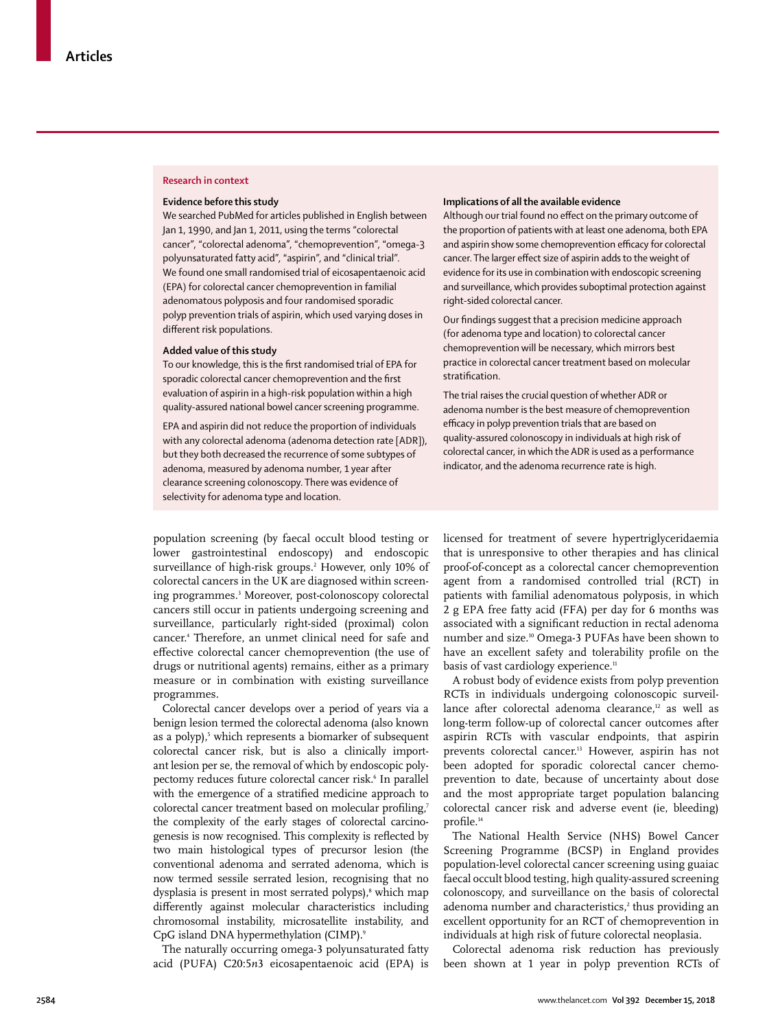## Research in context

### Evidence before this study

We searched PubMed for articles published in English between Jan 1, 1990, and Jan 1, 2011, using the terms "colorectal cancer", "colorectal adenoma", "chemoprevention", "omega-3 polyunsaturated fatty acid", "aspirin", and "clinical trial". We found one small randomised trial of eicosapentaenoic acid (EPA) for colorectal cancer chemoprevention in familial adenomatous polyposis and four randomised sporadic polyp prevention trials of aspirin, which used varying doses in different risk populations.

### Added value of this study

To our knowledge, this is the first randomised trial of EPA for sporadic colorectal cancer chemoprevention and the first evaluation of aspirin in a high-risk population within a high quality-assured national bowel cancer screening programme.

EPA and aspirin did not reduce the proportion of individuals with any colorectal adenoma (adenoma detection rate [ADR]), but they both decreased the recurrence of some subtypes of adenoma, measured by adenoma number, 1 year after clearance screening colonoscopy. There was evidence of selectivity for adenoma type and location.

### Implications of all the available evidence

Although our trial found no effect on the primary outcome of the proportion of patients with at least one adenoma, both EPA and aspirin show some chemoprevention efficacy for colorectal cancer. The larger effect size of aspirin adds to the weight of evidence for its use in combination with endoscopic screening and surveillance, which provides suboptimal protection against right-sided colorectal cancer.

Our findings suggest that a precision medicine approach (for adenoma type and location) to colorectal cancer chemoprevention will be necessary, which mirrors best practice in colorectal cancer treatment based on molecular stratification.

The trial raises the crucial question of whether ADR or adenoma number is the best measure of chemoprevention efficacy in polyp prevention trials that are based on quality-assured colonoscopy in individuals at high risk of colorectal cancer, in which the ADR is used as a performance indicator, and the adenoma recurrence rate is high.

population screening (by faecal occult blood testing or lower gastrointestinal endoscopy) and endoscopic surveillance of high-risk groups.[2] However, only 10% of colorectal cancers in the UK are diagnosed within screening programmes.[3] Moreover, post-colonoscopy colorectal cancers still occur in patients undergoing screening and surveillance, particularly right-sided (proximal) colon cancer.[4] Therefore, an unmet clinical need for safe and effective colorectal cancer chemoprevention (the use of drugs or nutritional agents) remains, either as a primary measure or in combination with existing surveillance programmes.

Colorectal cancer develops over a period of years via a benign lesion termed the colorectal adenoma (also known as a polyp),[5] which represents a biomarker of subsequent colorectal cancer risk, but is also a clinically important lesion per se, the removal of which by endoscopic polypectomy reduces future colorectal cancer risk.[6] In parallel with the emergence of a stratified medicine approach to colorectal cancer treatment based on molecular profiling,[7] the complexity of the early stages of colorectal carcinogenesis is now recognised. This complexity is reflected by two main histological types of precursor lesion (the conventional adenoma and serrated adenoma, which is now termed sessile serrated lesion, recognising that no dysplasia is present in most serrated polyps),[8] which map differently against molecular characteristics including chromosomal instability, microsatellite instability, and CpG island DNA hypermethylation (CIMP).[9]

The naturally occurring omega-3 polyunsaturated fatty acid (PUFA) C20:5*n*3 eicosapentaenoic acid (EPA) is licensed for treatment of severe hypertriglyceridaemia that is unresponsive to other therapies and has clinical proof-of-concept as a colorectal cancer chemoprevention agent from a randomised controlled trial (RCT) in patients with familial adenomatous polyposis, in which 2 g EPA free fatty acid (FFA) per day for 6 months was associated with a significant reduction in rectal adenoma number and size.[10] Omega-3 PUFAs have been shown to have an excellent safety and tolerability profile on the basis of vast cardiology experience.[11]

A robust body of evidence exists from polyp prevention RCTs in individuals undergoing colonoscopic surveillance after colorectal adenoma clearance,[12] as well as long-term follow-up of colorectal cancer outcomes after aspirin RCTs with vascular endpoints, that aspirin prevents colorectal cancer.[13] However, aspirin has not been adopted for sporadic colorectal cancer chemoprevention to date, because of uncertainty about dose and the most appropriate target population balancing colorectal cancer risk and adverse event (ie, bleeding) profile.[14]

The National Health Service (NHS) Bowel Cancer Screening Programme (BCSP) in England provides population-level colorectal cancer screening using guaiac faecal occult blood testing, high quality-assured screening colonoscopy, and surveillance on the basis of colorectal adenoma number and characteristics,[2] thus providing an excellent opportunity for an RCT of chemoprevention in individuals at high risk of future colorectal neoplasia.

Colorectal adenoma risk reduction has previously been shown at 1 year in polyp prevention RCTs of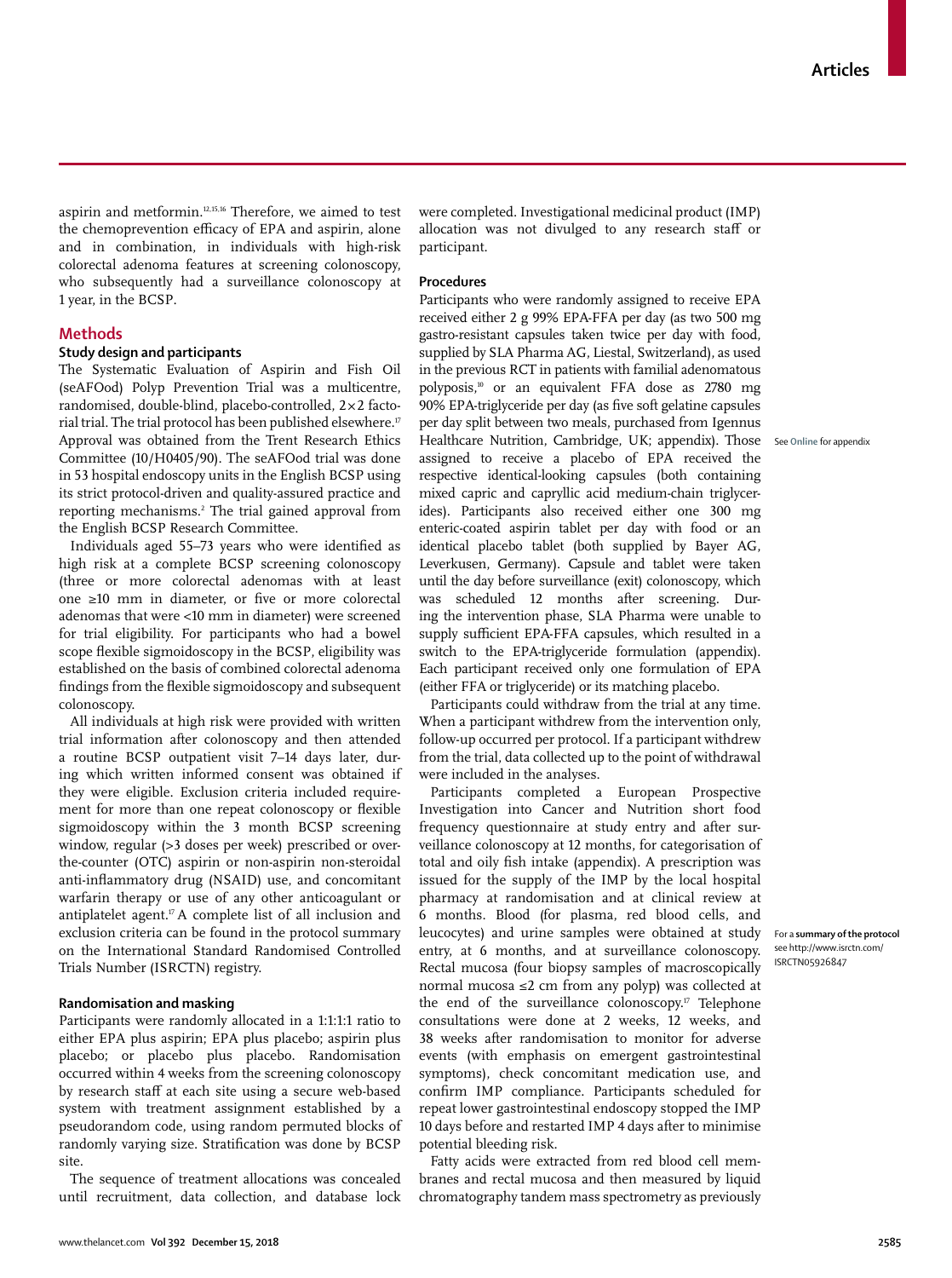aspirin and metformin.[12,15,16] Therefore, we aimed to test the chemoprevention efficacy of EPA and aspirin, alone and in combination, in individuals with high-risk colorectal adenoma features at screening colonoscopy, who subsequently had a surveillance colonoscopy at 1 year, in the BCSP.

## Methods

### Study design and participants

The Systematic Evaluation of Aspirin and Fish Oil (seAFOod) Polyp Prevention Trial was a multicentre, randomised, double-blind, placebo-controlled, 2×2 factorial trial. The trial protocol has been published elsewhere.[17] Approval was obtained from the Trent Research Ethics Committee (10/H0405/90). The seAFOod trial was done in 53 hospital endoscopy units in the English BCSP using its strict protocol-driven and quality-assured practice and reporting mechanisms.[2] The trial gained approval from the English BCSP Research Committee.

Individuals aged 55–73 years who were identified as high risk at a complete BCSP screening colonoscopy (three or more colorectal adenomas with at least one ≥10 mm in diameter, or five or more colorectal adenomas that were <10 mm in diameter) were screened for trial eligibility. For participants who had a bowel scope flexible sigmoidoscopy in the BCSP, eligibility was established on the basis of combined colorectal adenoma findings from the flexible sigmoidoscopy and subsequent colonoscopy.

All individuals at high risk were provided with written trial information after colonoscopy and then attended a routine BCSP outpatient visit 7–14 days later, during which written informed consent was obtained if they were eligible. Exclusion criteria included requirement for more than one repeat colonoscopy or flexible sigmoidoscopy within the 3 month BCSP screening window, regular (>3 doses per week) prescribed or over-the-counter (OTC) aspirin or non-aspirin non-steroidal anti-inflammatory drug (NSAID) use, and concomitant warfarin therapy or use of any other anticoagulant or antiplatelet agent.[17] A complete list of all inclusion and exclusion criteria can be found in the protocol summary on the International Standard Randomised Controlled Trials Number (ISRCTN) registry.

### Randomisation and masking

Participants were randomly allocated in a 1:1:1:1 ratio to either EPA plus aspirin; EPA plus placebo; aspirin plus placebo; or placebo plus placebo. Randomisation occurred within 4 weeks from the screening colonoscopy by research staff at each site using a secure web-based system with treatment assignment established by a pseudorandom code, using random permuted blocks of randomly varying size. Stratification was done by BCSP site.

The sequence of treatment allocations was concealed until recruitment, data collection, and database lock were completed. Investigational medicinal product (IMP) allocation was not divulged to any research staff or participant.

### Procedures

Participants who were randomly assigned to receive EPA received either 2 g 99% EPA-FFA per day (as two 500 mg gastro-resistant capsules taken twice per day with food, supplied by SLA Pharma AG, Liestal, Switzerland), as used in the previous RCT in patients with familial adenomatous polyposis,[10] or an equivalent FFA dose as 2780 mg 90% EPA-triglyceride per day (as five soft gelatine capsules per day split between two meals, purchased from Igennus Healthcare Nutrition, Cambridge, UK; appendix). Those assigned to receive a placebo of EPA received the respective identical-looking capsules (both containing mixed capric and caprylic acid medium-chain triglycerides). Participants also received either one 300 mg enteric-coated aspirin tablet per day with food or an identical placebo tablet (both supplied by Bayer AG, Leverkusen, Germany). Capsule and tablet were taken until the day before surveillance (exit) colonoscopy, which was scheduled 12 months after screening. During the intervention phase, SLA Pharma were unable to supply sufficient EPA-FFA capsules, which resulted in a switch to the EPA-triglyceride formulation (appendix). Each participant received only one formulation of EPA (either FFA or triglyceride) or its matching placebo.

See **Online** for appendix

Participants could withdraw from the trial at any time. When a participant withdrew from the intervention only, follow-up occurred per protocol. If a participant withdrew from the trial, data collected up to the point of withdrawal were included in the analyses.

Participants completed a European Prospective Investigation into Cancer and Nutrition short food frequency questionnaire at study entry and after surveillance colonoscopy at 12 months, for categorisation of total and oily fish intake (appendix). A prescription was issued for the supply of the IMP by the local hospital pharmacy at randomisation and at clinical review at 6 months. Blood (for plasma, red blood cells, and leucocytes) and urine samples were obtained at study entry, at 6 months, and at surveillance colonoscopy. Rectal mucosa (four biopsy samples of macroscopically normal mucosa ≤2 cm from any polyp) was collected at the end of the surveillance colonoscopy.[17] Telephone consultations were done at 2 weeks, 12 weeks, and 38 weeks after randomisation to monitor for adverse events (with emphasis on emergent gastrointestinal symptoms), check concomitant medication use, and confirm IMP compliance. Participants scheduled for repeat lower gastrointestinal endoscopy stopped the IMP 10 days before and restarted IMP 4 days after to minimise potential bleeding risk.

For a **summary of the protocol** see http://www.isrctn.com/ISRCTN05926847

Fatty acids were extracted from red blood cell membranes and rectal mucosa and then measured by liquid chromatography tandem mass spectrometry as previously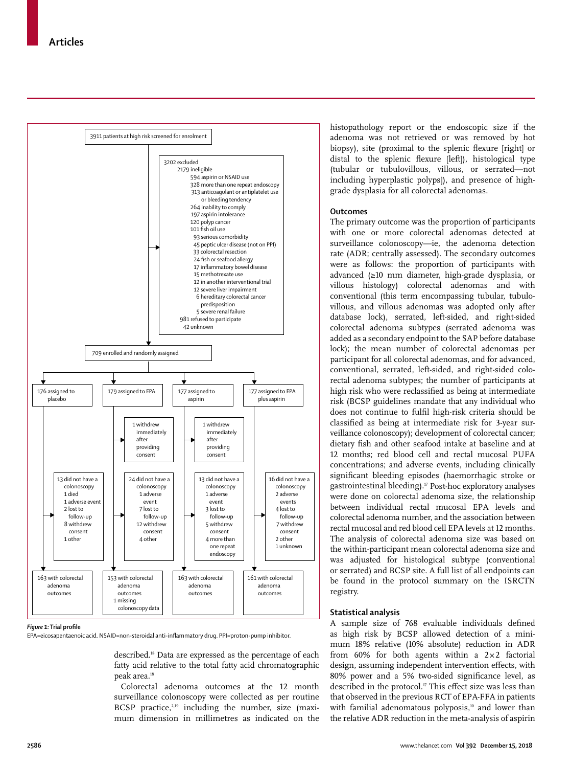3911 patients at high risk screened for enrolment

3202 excluded
- 2179 ineligible
  - 594 aspirin or NSAID use
  - 328 more than one repeat endoscopy
  - 313 anticoagulant or antiplatelet use or bleeding tendency
  - 264 inability to comply
  - 197 aspirin intolerance
  - 120 polyp cancer
  - 101 fish oil use
  - 93 serious comorbidity
  - 45 peptic ulcer disease (not on PPI)
  - 33 colorectal resection
  - 24 fish or seafood allergy
  - 17 inflammatory bowel disease
  - 15 methotrexate use
  - 12 in another interventional trial
  - 12 severe liver impairment
  - 6 hereditary colorectal cancer predisposition
  - 5 severe renal failure
- 981 refused to participate
- 42 unknown

709 enrolled and randomly assigned

| 176 assigned to placebo | 179 assigned to EPA | 177 assigned to aspirin | 177 assigned to EPA plus aspirin |
|---|---|---|---|
| | 1 withdrew immediately after providing consent | 1 withdrew immediately after providing consent | |
| 13 did not have a colonoscopy: 1 died; 1 adverse event; 2 lost to follow-up; 8 withdrew consent; 1 other | 24 did not have a colonoscopy: 1 adverse event; 7 lost to follow-up; 12 withdrew consent; 4 other | 13 did not have a colonoscopy: 1 adverse event; 3 lost to follow-up; 5 withdrew consent; 4 more than one repeat endoscopy | 16 did not have a colonoscopy: 2 adverse events; 4 lost to follow-up; 7 withdrew consent; 2 other; 1 unknown |
| 163 with colorectal adenoma outcomes | 153 with colorectal adenoma outcomes; 1 missing colonoscopy data | 163 with colorectal adenoma outcomes | 161 with colorectal adenoma outcomes |

***Figure 1:* Trial profile**

EPA=eicosapentaenoic acid. NSAID=non-steroidal anti-inflammatory drug. PPI=proton-pump inhibitor.

described.[18] Data are expressed as the percentage of each fatty acid relative to the total fatty acid chromatographic peak area.[18]

Colorectal adenoma outcomes at the 12 month surveillance colonoscopy were collected as per routine BCSP practice,[2,19] including the number, size (maximum dimension in millimetres as indicated on the histopathology report or the endoscopic size if the adenoma was not retrieved or was removed by hot biopsy), site (proximal to the splenic flexure [right] or distal to the splenic flexure [left]), histological type (tubular or tubulovillous, villous, or serrated—not including hyperplastic polyps]), and presence of high-grade dysplasia for all colorectal adenomas.

### Outcomes

The primary outcome was the proportion of participants with one or more colorectal adenomas detected at surveillance colonoscopy—ie, the adenoma detection rate (ADR; centrally assessed). The secondary outcomes were as follows: the proportion of participants with advanced (≥10 mm diameter, high-grade dysplasia, or villous histology) colorectal adenomas and with conventional (this term encompassing tubular, tubulovillous, and villous adenomas was adopted only after database lock), serrated, left-sided, and right-sided colorectal adenoma subtypes (serrated adenoma was added as a secondary endpoint to the SAP before database lock); the mean number of colorectal adenomas per participant for all colorectal adenomas, and for advanced, conventional, serrated, left-sided, and right-sided colorectal adenoma subtypes; the number of participants at high risk who were reclassified as being at intermediate risk (BCSP guidelines mandate that any individual who does not continue to fulfil high-risk criteria should be classified as being at intermediate risk for 3-year surveillance colonoscopy); development of colorectal cancer; dietary fish and other seafood intake at baseline and at 12 months; red blood cell and rectal mucosal PUFA concentrations; and adverse events, including clinically significant bleeding episodes (haemorrhagic stroke or gastrointestinal bleeding).[17] Post-hoc exploratory analyses were done on colorectal adenoma size, the relationship between individual rectal mucosal EPA levels and colorectal adenoma number, and the association between rectal mucosal and red blood cell EPA levels at 12 months. The analysis of colorectal adenoma size was based on the within-participant mean colorectal adenoma size and was adjusted for histological subtype (conventional or serrated) and BCSP site. A full list of all endpoints can be found in the protocol summary on the ISRCTN registry.

### Statistical analysis

A sample size of 768 evaluable individuals defined as high risk by BCSP allowed detection of a minimum 18% relative (10% absolute) reduction in ADR from 60% for both agents within a $2\times2$ factorial design, assuming independent intervention effects, with 80% power and a 5% two-sided significance level, as described in the protocol.[17] This effect size was less than that observed in the previous RCT of EPA-FFA in patients with familial adenomatous polyposis,[10] and lower than the relative ADR reduction in the meta-analysis of aspirin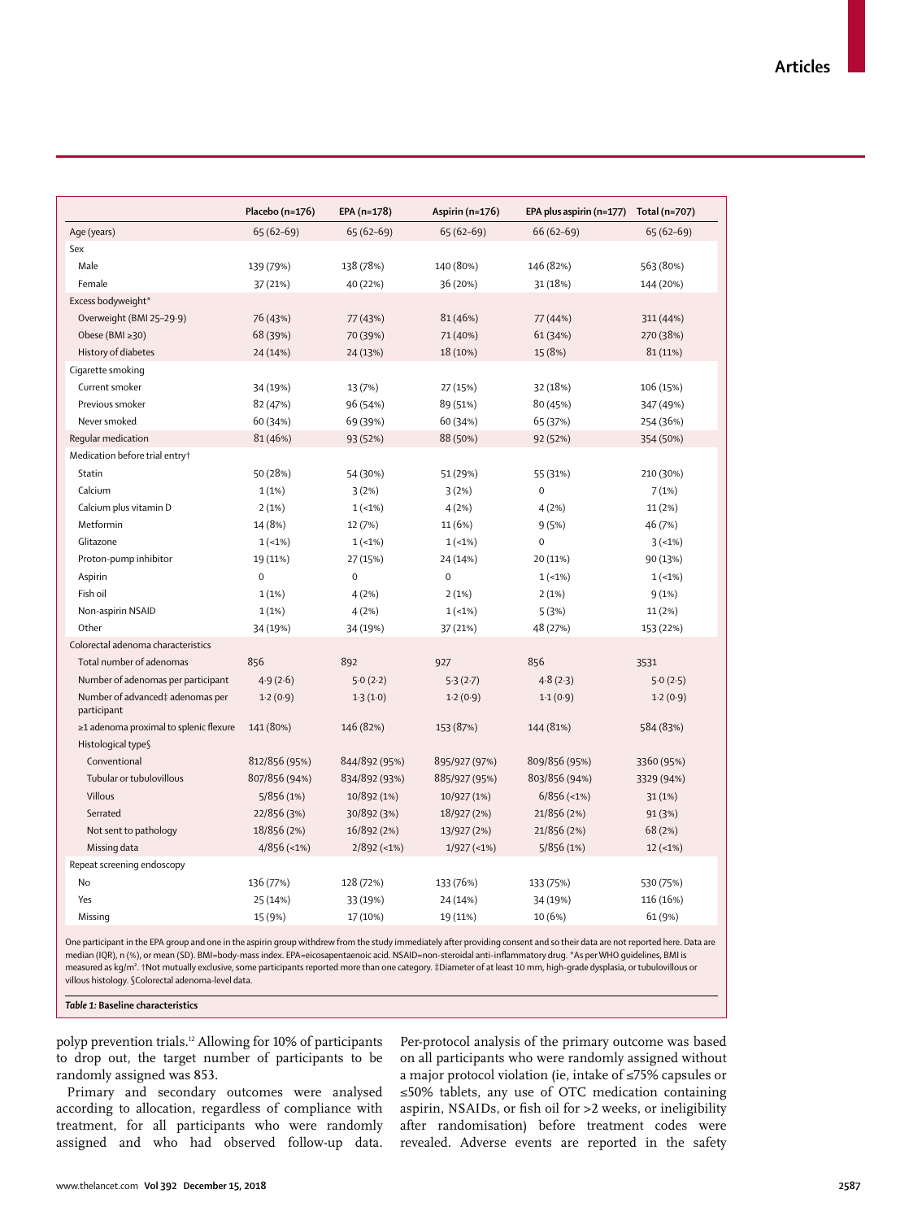| | Placebo (n=176) | EPA (n=178) | Aspirin (n=176) | EPA plus aspirin (n=177) | Total (n=707) |
|---|---|---|---|---|---|
| Age (years) | 65 (62–69) | 65 (62–69) | 65 (62–69) | 66 (62–69) | 65 (62–69) |
| Sex | | | | | |
| Male | 139 (79%) | 138 (78%) | 140 (80%) | 146 (82%) | 563 (80%) |
| Female | 37 (21%) | 40 (22%) | 36 (20%) | 31 (18%) | 144 (20%) |
| Excess bodyweight* | | | | | |
| Overweight (BMI 25–29·9) | 76 (43%) | 77 (43%) | 81 (46%) | 77 (44%) | 311 (44%) |
| Obese (BMI ≥30) | 68 (39%) | 70 (39%) | 71 (40%) | 61 (34%) | 270 (38%) |
| History of diabetes | 24 (14%) | 24 (13%) | 18 (10%) | 15 (8%) | 81 (11%) |
| Cigarette smoking | | | | | |
| Current smoker | 34 (19%) | 13 (7%) | 27 (15%) | 32 (18%) | 106 (15%) |
| Previous smoker | 82 (47%) | 96 (54%) | 89 (51%) | 80 (45%) | 347 (49%) |
| Never smoked | 60 (34%) | 69 (39%) | 60 (34%) | 65 (37%) | 254 (36%) |
| Regular medication | 81 (46%) | 93 (52%) | 88 (50%) | 92 (52%) | 354 (50%) |
| Medication before trial entry† | | | | | |
| Statin | 50 (28%) | 54 (30%) | 51 (29%) | 55 (31%) | 210 (30%) |
| Calcium | 1 (1%) | 3 (2%) | 3 (2%) | 0 | 7 (1%) |
| Calcium plus vitamin D | 2 (1%) | 1 (<1%) | 4 (2%) | 4 (2%) | 11 (2%) |
| Metformin | 14 (8%) | 12 (7%) | 11 (6%) | 9 (5%) | 46 (7%) |
| Glitazone | 1 (<1%) | 1 (<1%) | 1 (<1%) | 0 | 3 (<1%) |
| Proton-pump inhibitor | 19 (11%) | 27 (15%) | 24 (14%) | 20 (11%) | 90 (13%) |
| Aspirin | 0 | 0 | 0 | 1 (<1%) | 1 (<1%) |
| Fish oil | 1 (1%) | 4 (2%) | 2 (1%) | 2 (1%) | 9 (1%) |
| Non-aspirin NSAID | 1 (1%) | 4 (2%) | 1 (<1%) | 5 (3%) | 11 (2%) |
| Other | 34 (19%) | 34 (19%) | 37 (21%) | 48 (27%) | 153 (22%) |
| Colorectal adenoma characteristics | | | | | |
| Total number of adenomas | 856 | 892 | 927 | 856 | 3531 |
| Number of adenomas per participant | 4·9 (2·6) | 5·0 (2·2) | 5·3 (2·7) | 4·8 (2·3) | 5·0 (2·5) |
| Number of advanced‡ adenomas per participant | 1·2 (0·9) | 1·3 (1·0) | 1·2 (0·9) | 1·1 (0·9) | 1·2 (0·9) |
| ≥1 adenoma proximal to splenic flexure | 141 (80%) | 146 (82%) | 153 (87%) | 144 (81%) | 584 (83%) |
| Histological type§ | | | | | |
| Conventional | 812/856 (95%) | 844/892 (95%) | 895/927 (97%) | 809/856 (95%) | 3360 (95%) |
| Tubular or tubulovillous | 807/856 (94%) | 834/892 (93%) | 885/927 (95%) | 803/856 (94%) | 3329 (94%) |
| Villous | 5/856 (1%) | 10/892 (1%) | 10/927 (1%) | 6/856 (<1%) | 31 (1%) |
| Serrated | 22/856 (3%) | 30/892 (3%) | 18/927 (2%) | 21/856 (2%) | 91 (3%) |
| Not sent to pathology | 18/856 (2%) | 16/892 (2%) | 13/927 (2%) | 21/856 (2%) | 68 (2%) |
| Missing data | 4/856 (<1%) | 2/892 (<1%) | 1/927 (<1%) | 5/856 (1%) | 12 (<1%) |
| Repeat screening endoscopy | | | | | |
| No | 136 (77%) | 128 (72%) | 133 (76%) | 133 (75%) | 530 (75%) |
| Yes | 25 (14%) | 33 (19%) | 24 (14%) | 34 (19%) | 116 (16%) |
| Missing | 15 (9%) | 17 (10%) | 19 (11%) | 10 (6%) | 61 (9%) |

One participant in the EPA group and one in the aspirin group withdrew from the study immediately after providing consent and so their data are not reported here. Data are median (IQR), n (%), or mean (SD). BMI=body-mass index. EPA=eicosapentaenoic acid. NSAID=non-steroidal anti-inflammatory drug. *As per WHO guidelines, BMI is measured as kg/m². †Not mutually exclusive, some participants reported more than one category. ‡Diameter of at least 10 mm, high-grade dysplasia, or tubulovillous or villous histology. §Colorectal adenoma-level data.

***Table 1:*** **Baseline characteristics**

polyp prevention trials.[12] Allowing for 10% of participants to drop out, the target number of participants to be randomly assigned was 853.

Primary and secondary outcomes were analysed according to allocation, regardless of compliance with treatment, for all participants who were randomly assigned and who had observed follow-up data. Per-protocol analysis of the primary outcome was based on all participants who were randomly assigned without a major protocol violation (ie, intake of ≤75% capsules or ≤50% tablets, any use of OTC medication containing aspirin, NSAIDs, or fish oil for >2 weeks, or ineligibility after randomisation) before treatment codes were revealed. Adverse events are reported in the safety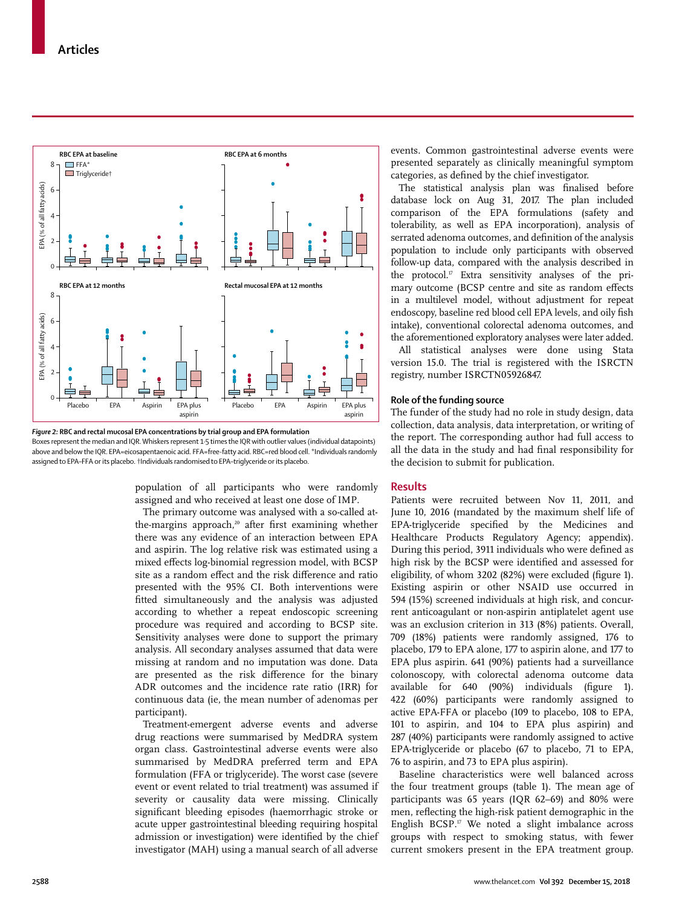*Figure 2:* **RBC and rectal mucosal EPA concentrations by trial group and EPA formulation**

Boxes represent the median and IQR. Whiskers represent 1·5 times the IQR with outlier values (individual datapoints) above and below the IQR. EPA=eicosapentaenoic acid. FFA=free-fatty acid. RBC=red blood cell. *Individuals randomly assigned to EPA–FFA or its placebo. †Individuals randomised to EPA–triglyceride or its placebo.

population of all participants who were randomly assigned and who received at least one dose of IMP.

The primary outcome was analysed with a so-called at-the-margins approach,[20] after first examining whether there was any evidence of an interaction between EPA and aspirin. The log relative risk was estimated using a mixed effects log-binomial regression model, with BCSP site as a random effect and the risk difference and ratio presented with the 95% CI. Both interventions were fitted simultaneously and the analysis was adjusted according to whether a repeat endoscopic screening procedure was required and according to BCSP site. Sensitivity analyses were done to support the primary analysis. All secondary analyses assumed that data were missing at random and no imputation was done. Data are presented as the risk difference for the binary ADR outcomes and the incidence rate ratio (IRR) for continuous data (ie, the mean number of adenomas per participant).

Treatment-emergent adverse events and adverse drug reactions were summarised by MedDRA system organ class. Gastrointestinal adverse events were also summarised by MedDRA preferred term and EPA formulation (FFA or triglyceride). The worst case (severe event or event related to trial treatment) was assumed if severity or causality data were missing. Clinically significant bleeding episodes (haemorrhagic stroke or acute upper gastrointestinal bleeding requiring hospital admission or investigation) were identified by the chief investigator (MAH) using a manual search of all adverse events. Common gastrointestinal adverse events were presented separately as clinically meaningful symptom categories, as defined by the chief investigator.

The statistical analysis plan was finalised before database lock on Aug 31, 2017. The plan included comparison of the EPA formulations (safety and tolerability, as well as EPA incorporation), analysis of serrated adenoma outcomes, and definition of the analysis population to include only participants with observed follow-up data, compared with the analysis described in the protocol.[17] Extra sensitivity analyses of the primary outcome (BCSP centre and site as random effects in a multilevel model, without adjustment for repeat endoscopy, baseline red blood cell EPA levels, and oily fish intake), conventional colorectal adenoma outcomes, and the aforementioned exploratory analyses were later added.

All statistical analyses were done using Stata version 15.0. The trial is registered with the ISRCTN registry, number ISRCTN05926847.

### Role of the funding source

The funder of the study had no role in study design, data collection, data analysis, data interpretation, or writing of the report. The corresponding author had full access to all the data in the study and had final responsibility for the decision to submit for publication.

## Results

Patients were recruited between Nov 11, 2011, and June 10, 2016 (mandated by the maximum shelf life of EPA-triglyceride specified by the Medicines and Healthcare Products Regulatory Agency; appendix). During this period, 3911 individuals who were defined as high risk by the BCSP were identified and assessed for eligibility, of whom 3202 (82%) were excluded (figure 1). Existing aspirin or other NSAID use occurred in 594 (15%) screened individuals at high risk, and concurrent anticoagulant or non-aspirin antiplatelet agent use was an exclusion criterion in 313 (8%) patients. Overall, 709 (18%) patients were randomly assigned, 176 to placebo, 179 to EPA alone, 177 to aspirin alone, and 177 to EPA plus aspirin. 641 (90%) patients had a surveillance colonoscopy, with colorectal adenoma outcome data available for 640 (90%) individuals (figure 1). 422 (60%) participants were randomly assigned to active EPA-FFA or placebo (109 to placebo, 108 to EPA, 101 to aspirin, and 104 to EPA plus aspirin) and 287 (40%) participants were randomly assigned to active EPA-triglyceride or placebo (67 to placebo, 71 to EPA, 76 to aspirin, and 73 to EPA plus aspirin).

Baseline characteristics were well balanced across the four treatment groups (table 1). The mean age of participants was 65 years (IQR 62–69) and 80% were men, reflecting the high-risk patient demographic in the English BCSP.[17] We noted a slight imbalance across groups with respect to smoking status, with fewer current smokers present in the EPA treatment group.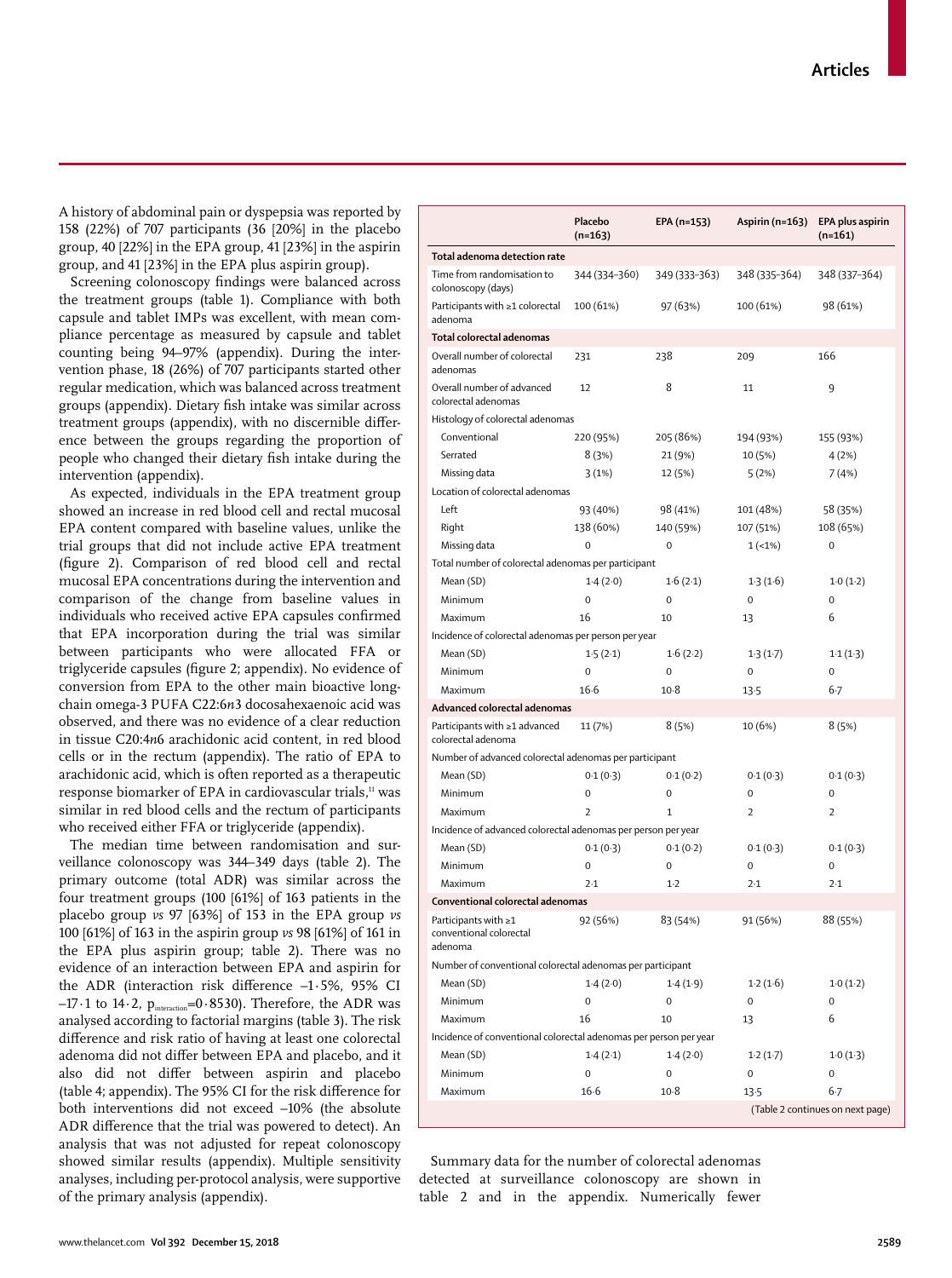A history of abdominal pain or dyspepsia was reported by 158 (22%) of 707 participants (36 [20%] in the placebo group, 40 [22%] in the EPA group, 41 [23%] in the aspirin group, and 41 [23%] in the EPA plus aspirin group).

Screening colonoscopy findings were balanced across the treatment groups (table 1). Compliance with both capsule and tablet IMPs was excellent, with mean compliance percentage as measured by capsule and tablet counting being 94–97% (appendix). During the intervention phase, 18 (26%) of 707 participants started other regular medication, which was balanced across treatment groups (appendix). Dietary fish intake was similar across treatment groups (appendix), with no discernible difference between the groups regarding the proportion of people who changed their dietary fish intake during the intervention (appendix).

As expected, individuals in the EPA treatment group showed an increase in red blood cell and rectal mucosal EPA content compared with baseline values, unlike the trial groups that did not include active EPA treatment (figure 2). Comparison of red blood cell and rectal mucosal EPA concentrations during the intervention and comparison of the change from baseline values in individuals who received active EPA capsules confirmed that EPA incorporation during the trial was similar between participants who were allocated FFA or triglyceride capsules (figure 2; appendix). No evidence of conversion from EPA to the other main bioactive long-chain omega-3 PUFA C22:6*n*3 docosahexaenoic acid was observed, and there was no evidence of a clear reduction in tissue C20:4*n*6 arachidonic acid content, in red blood cells or in the rectum (appendix). The ratio of EPA to arachidonic acid, which is often reported as a therapeutic response biomarker of EPA in cardiovascular trials,[11] was similar in red blood cells and the rectum of participants who received either FFA or triglyceride (appendix).

The median time between randomisation and surveillance colonoscopy was 344–349 days (table 2). The primary outcome (total ADR) was similar across the four treatment groups (100 [61%] of 163 patients in the placebo group *vs* 97 [63%] of 153 in the EPA group *vs* 100 [61%] of 163 in the aspirin group *vs* 98 [61%] of 161 in the EPA plus aspirin group; table 2). There was no evidence of an interaction between EPA and aspirin for the ADR (interaction risk difference –1·5%, 95% CI –17·1 to 14·2, $p_{interaction}$=0·8530). Therefore, the ADR was analysed according to factorial margins (table 3). The risk difference and risk ratio of having at least one colorectal adenoma did not differ between EPA and placebo, and it also did not differ between aspirin and placebo (table 4; appendix). The 95% CI for the risk difference for both interventions did not exceed –10% (the absolute ADR difference that the trial was powered to detect). An analysis that was not adjusted for repeat colonoscopy showed similar results (appendix). Multiple sensitivity analyses, including per-protocol analysis, were supportive of the primary analysis (appendix).

| | Placebo (n=163) | EPA (n=153) | Aspirin (n=163) | EPA plus aspirin (n=161) |
|---|---|---|---|---|
| **Total adenoma detection rate** | | | | |
| Time from randomisation to colonoscopy (days) | 344 (334–360) | 349 (333–363) | 348 (335–364) | 348 (337–364) |
| Participants with ≥1 colorectal adenoma | 100 (61%) | 97 (63%) | 100 (61%) | 98 (61%) |
| **Total colorectal adenomas** | | | | |
| Overall number of colorectal adenomas | 231 | 238 | 209 | 166 |
| Overall number of advanced colorectal adenomas | 12 | 8 | 11 | 9 |
| Histology of colorectal adenomas | | | | |
| Conventional | 220 (95%) | 205 (86%) | 194 (93%) | 155 (93%) |
| Serrated | 8 (3%) | 21 (9%) | 10 (5%) | 4 (2%) |
| Missing data | 3 (1%) | 12 (5%) | 5 (2%) | 7 (4%) |
| Location of colorectal adenomas | | | | |
| Left | 93 (40%) | 98 (41%) | 101 (48%) | 58 (35%) |
| Right | 138 (60%) | 140 (59%) | 107 (51%) | 108 (65%) |
| Missing data | 0 | 0 | 1 (<1%) | 0 |
| Total number of colorectal adenomas per participant | | | | |
| Mean (SD) | 1·4 (2·0) | 1·6 (2·1) | 1·3 (1·6) | 1·0 (1·2) |
| Minimum | 0 | 0 | 0 | 0 |
| Maximum | 16 | 10 | 13 | 6 |
| Incidence of colorectal adenomas per person per year | | | | |
| Mean (SD) | 1·5 (2·1) | 1·6 (2·2) | 1·3 (1·7) | 1·1 (1·3) |
| Minimum | 0 | 0 | 0 | 0 |
| Maximum | 16·6 | 10·8 | 13·5 | 6·7 |
| **Advanced colorectal adenomas** | | | | |
| Participants with ≥1 advanced colorectal adenoma | 11 (7%) | 8 (5%) | 10 (6%) | 8 (5%) |
| Number of advanced colorectal adenomas per participant | | | | |
| Mean (SD) | 0·1 (0·3) | 0·1 (0·2) | 0·1 (0·3) | 0·1 (0·3) |
| Minimum | 0 | 0 | 0 | 0 |
| Maximum | 2 | 1 | 2 | 2 |
| Incidence of advanced colorectal adenomas per person per year | | | | |
| Mean (SD) | 0·1 (0·3) | 0·1 (0·2) | 0·1 (0·3) | 0·1 (0·3) |
| Minimum | 0 | 0 | 0 | 0 |
| Maximum | 2·1 | 1·2 | 2·1 | 2·1 |
| **Conventional colorectal adenomas** | | | | |
| Participants with ≥1 conventional colorectal adenoma | 92 (56%) | 83 (54%) | 91 (56%) | 88 (55%) |
| Number of conventional colorectal adenomas per participant | | | | |
| Mean (SD) | 1·4 (2·0) | 1·4 (1·9) | 1·2 (1·6) | 1·0 (1·2) |
| Minimum | 0 | 0 | 0 | 0 |
| Maximum | 16 | 10 | 13 | 6 |
| Incidence of conventional colorectal adenomas per person per year | | | | |
| Mean (SD) | 1·4 (2·1) | 1·4 (2·0) | 1·2 (1·7) | 1·0 (1·3) |
| Minimum | 0 | 0 | 0 | 0 |
| Maximum | 16·6 | 10·8 | 13·5 | 6·7 |

(Table 2 continues on next page)

Summary data for the number of colorectal adenomas detected at surveillance colonoscopy are shown in table 2 and in the appendix. Numerically fewer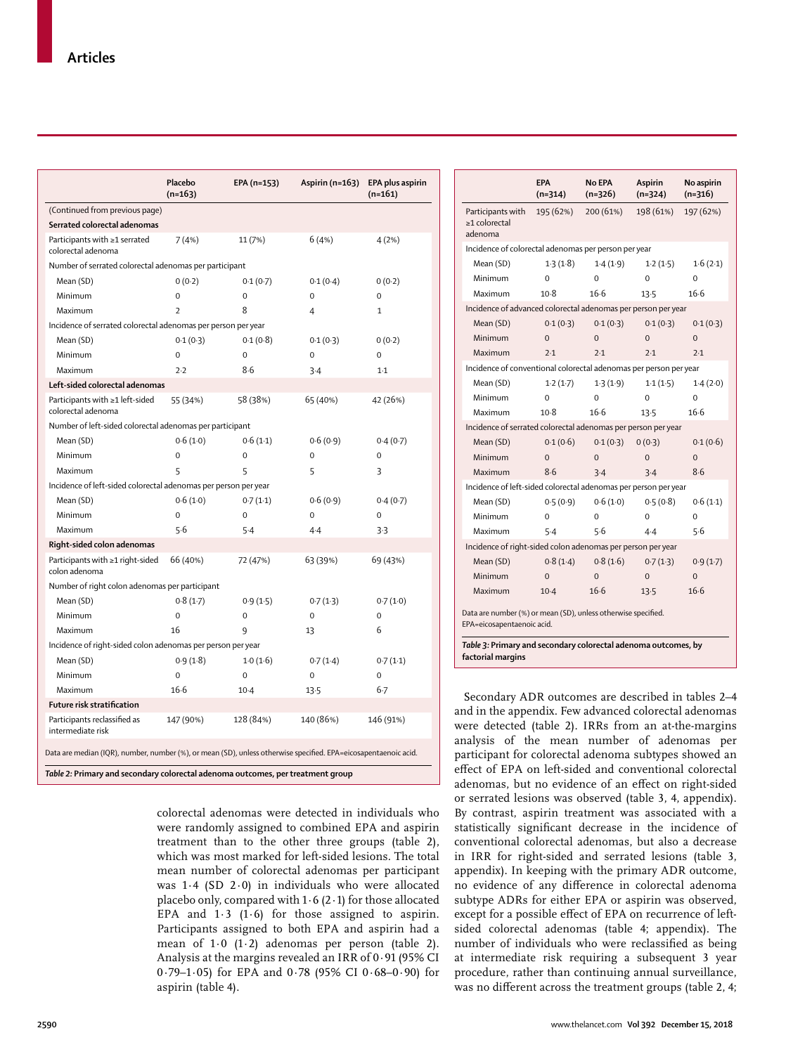| | Placebo (n=163) | EPA (n=153) | Aspirin (n=163) | EPA plus aspirin (n=161) |
|---|---|---|---|---|
| (Continued from previous page) | | | | |
| **Serrated colorectal adenomas** | | | | |
| Participants with ≥1 serrated colorectal adenoma | 7 (4%) | 11 (7%) | 6 (4%) | 4 (2%) |
| Number of serrated colorectal adenomas per participant | | | | |
| Mean (SD) | 0 (0·2) | 0·1 (0·7) | 0·1 (0·4) | 0 (0·2) |
| Minimum | 0 | 0 | 0 | 0 |
| Maximum | 2 | 8 | 4 | 1 |
| Incidence of serrated colorectal adenomas per person per year | | | | |
| Mean (SD) | 0·1 (0·3) | 0·1 (0·8) | 0·1 (0·3) | 0 (0·2) |
| Minimum | 0 | 0 | 0 | 0 |
| Maximum | 2·2 | 8·6 | 3·4 | 1·1 |
| **Left-sided colorectal adenomas** | | | | |
| Participants with ≥1 left-sided colorectal adenoma | 55 (34%) | 58 (38%) | 65 (40%) | 42 (26%) |
| Number of left-sided colorectal adenomas per participant | | | | |
| Mean (SD) | 0·6 (1·0) | 0·6 (1·1) | 0·6 (0·9) | 0·4 (0·7) |
| Minimum | 0 | 0 | 0 | 0 |
| Maximum | 5 | 5 | 5 | 3 |
| Incidence of left-sided colorectal adenomas per person per year | | | | |
| Mean (SD) | 0·6 (1·0) | 0·7 (1·1) | 0·6 (0·9) | 0·4 (0·7) |
| Minimum | 0 | 0 | 0 | 0 |
| Maximum | 5·6 | 5·4 | 4·4 | 3·3 |
| **Right-sided colon adenomas** | | | | |
| Participants with ≥1 right-sided colon adenoma | 66 (40%) | 72 (47%) | 63 (39%) | 69 (43%) |
| Number of right colon adenomas per participant | | | | |
| Mean (SD) | 0·8 (1·7) | 0·9 (1·5) | 0·7 (1·3) | 0·7 (1·0) |
| Minimum | 0 | 0 | 0 | 0 |
| Maximum | 16 | 9 | 13 | 6 |
| Incidence of right-sided colon adenomas per person per year | | | | |
| Mean (SD) | 0·9 (1·8) | 1·0 (1·6) | 0·7 (1·4) | 0·7 (1·1) |
| Minimum | 0 | 0 | 0 | 0 |
| Maximum | 16·6 | 10·4 | 13·5 | 6·7 |
| **Future risk stratification** | | | | |
| Participants reclassified as intermediate risk | 147 (90%) | 128 (84%) | 140 (86%) | 146 (91%) |

Data are median (IQR), number, number (%), or mean (SD), unless otherwise specified. EPA=eicosapentaenoic acid.

*Table 2:* **Primary and secondary colorectal adenoma outcomes, per treatment group**

colorectal adenomas were detected in individuals who were randomly assigned to combined EPA and aspirin treatment than to the other three groups (table 2), which was most marked for left-sided lesions. The total mean number of colorectal adenomas per participant was 1·4 (SD 2·0) in individuals who were allocated placebo only, compared with 1·6 (2·1) for those allocated EPA and 1·3 (1·6) for those assigned to aspirin. Participants assigned to both EPA and aspirin had a mean of 1·0 (1·2) adenomas per person (table 2). Analysis at the margins revealed an IRR of 0·91 (95% CI 0·79–1·05) for EPA and 0·78 (95% CI 0·68–0·90) for aspirin (table 4).

| | EPA (n=314) | No EPA (n=326) | Aspirin (n=324) | No aspirin (n=316) |
|---|---|---|---|---|
| Participants with ≥1 colorectal adenoma | 195 (62%) | 200 (61%) | 198 (61%) | 197 (62%) |
| Incidence of colorectal adenomas per person per year | | | | |
| Mean (SD) | 1·3 (1·8) | 1·4 (1·9) | 1·2 (1·5) | 1·6 (2·1) |
| Minimum | 0 | 0 | 0 | 0 |
| Maximum | 10·8 | 16·6 | 13·5 | 16·6 |
| Incidence of advanced colorectal adenomas per person per year | | | | |
| Mean (SD) | 0·1 (0·3) | 0·1 (0·3) | 0·1 (0·3) | 0·1 (0·3) |
| Minimum | 0 | 0 | 0 | 0 |
| Maximum | 2·1 | 2·1 | 2·1 | 2·1 |
| Incidence of conventional colorectal adenomas per person per year | | | | |
| Mean (SD) | 1·2 (1·7) | 1·3 (1·9) | 1·1 (1·5) | 1·4 (2·0) |
| Minimum | 0 | 0 | 0 | 0 |
| Maximum | 10·8 | 16·6 | 13·5 | 16·6 |
| Incidence of serrated colorectal adenomas per person per year | | | | |
| Mean (SD) | 0·1 (0·6) | 0·1 (0·3) | 0 (0·3) | 0·1 (0·6) |
| Minimum | 0 | 0 | 0 | 0 |
| Maximum | 8·6 | 3·4 | 3·4 | 8·6 |
| Incidence of left-sided colorectal adenomas per person per year | | | | |
| Mean (SD) | 0·5 (0·9) | 0·6 (1·0) | 0·5 (0·8) | 0·6 (1·1) |
| Minimum | 0 | 0 | 0 | 0 |
| Maximum | 5·4 | 5·6 | 4·4 | 5·6 |
| Incidence of right-sided colon adenomas per person per year | | | | |
| Mean (SD) | 0·8 (1·4) | 0·8 (1·6) | 0·7 (1·3) | 0·9 (1·7) |
| Minimum | 0 | 0 | 0 | 0 |
| Maximum | 10·4 | 16·6 | 13·5 | 16·6 |

Data are number (%) or mean (SD), unless otherwise specified. EPA=eicosapentaenoic acid.

*Table 3:* **Primary and secondary colorectal adenoma outcomes, by factorial margins**

Secondary ADR outcomes are described in tables 2–4 and in the appendix. Few advanced colorectal adenomas were detected (table 2). IRRs from an at-the-margins analysis of the mean number of adenomas per participant for colorectal adenoma subtypes showed an effect of EPA on left-sided and conventional colorectal adenomas, but no evidence of an effect on right-sided or serrated lesions was observed (table 3, 4, appendix). By contrast, aspirin treatment was associated with a statistically significant decrease in the incidence of conventional colorectal adenomas, but also a decrease in IRR for right-sided and serrated lesions (table 3, appendix). In keeping with the primary ADR outcome, no evidence of any difference in colorectal adenoma subtype ADRs for either EPA or aspirin was observed, except for a possible effect of EPA on recurrence of left-sided colorectal adenomas (table 4; appendix). The number of individuals who were reclassified as being at intermediate risk requiring a subsequent 3 year procedure, rather than continuing annual surveillance, was no different across the treatment groups (table 2, 4;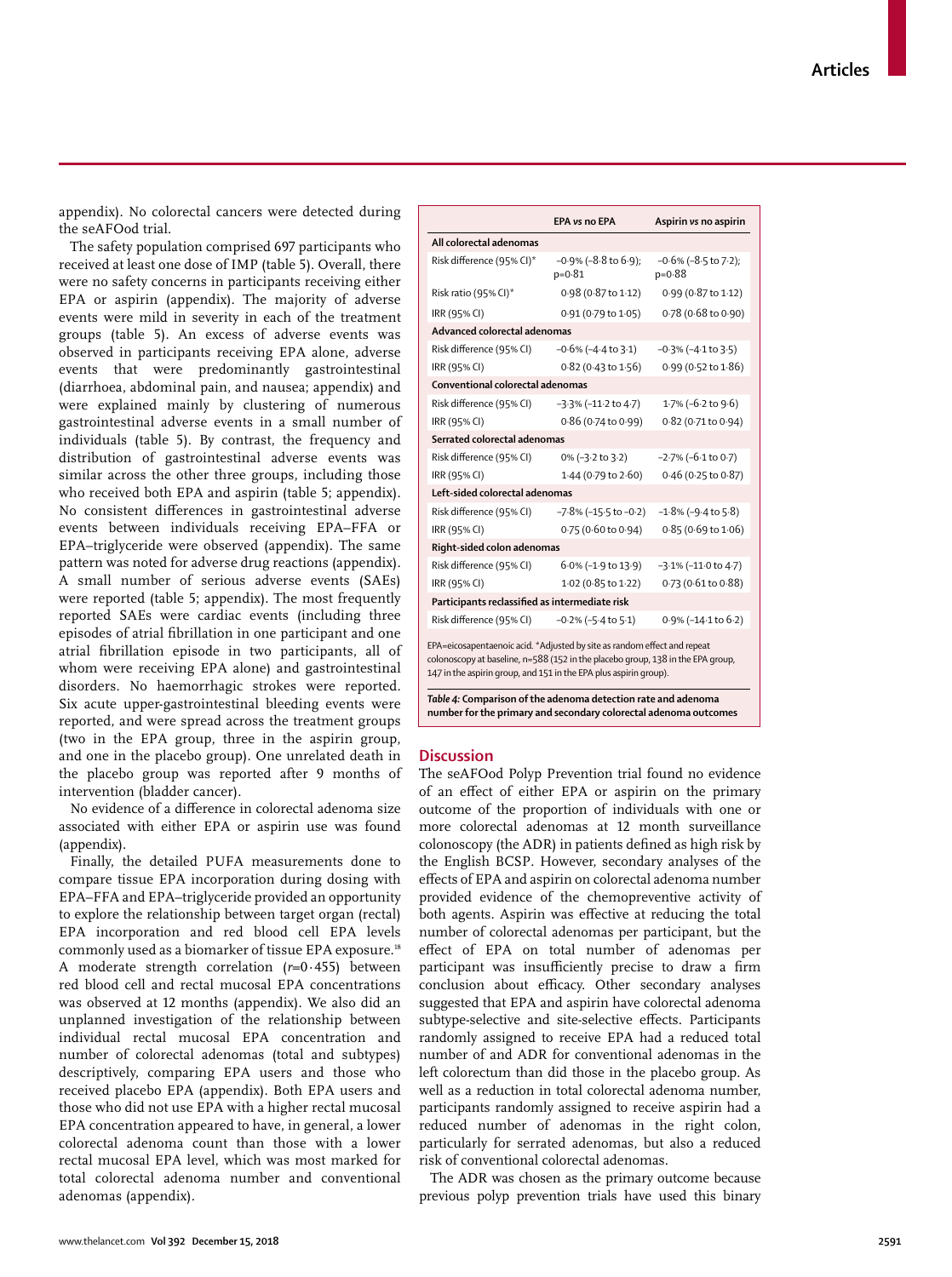appendix). No colorectal cancers were detected during the seAFOod trial.

The safety population comprised 697 participants who received at least one dose of IMP (table 5). Overall, there were no safety concerns in participants receiving either EPA or aspirin (appendix). The majority of adverse events were mild in severity in each of the treatment groups (table 5). An excess of adverse events was observed in participants receiving EPA alone, adverse events that were predominantly gastrointestinal (diarrhoea, abdominal pain, and nausea; appendix) and were explained mainly by clustering of numerous gastrointestinal adverse events in a small number of individuals (table 5). By contrast, the frequency and distribution of gastrointestinal adverse events was similar across the other three groups, including those who received both EPA and aspirin (table 5; appendix). No consistent differences in gastrointestinal adverse events between individuals receiving EPA–FFA or EPA–triglyceride were observed (appendix). The same pattern was noted for adverse drug reactions (appendix). A small number of serious adverse events (SAEs) were reported (table 5; appendix). The most frequently reported SAEs were cardiac events (including three episodes of atrial fibrillation in one participant and one atrial fibrillation episode in two participants, all of whom were receiving EPA alone) and gastrointestinal disorders. No haemorrhagic strokes were reported. Six acute upper-gastrointestinal bleeding events were reported, and were spread across the treatment groups (two in the EPA group, three in the aspirin group, and one in the placebo group). One unrelated death in the placebo group was reported after 9 months of intervention (bladder cancer).

No evidence of a difference in colorectal adenoma size associated with either EPA or aspirin use was found (appendix).

Finally, the detailed PUFA measurements done to compare tissue EPA incorporation during dosing with EPA–FFA and EPA–triglyceride provided an opportunity to explore the relationship between target organ (rectal) EPA incorporation and red blood cell EPA levels commonly used as a biomarker of tissue EPA exposure.[18] A moderate strength correlation ($r$=0·455) between red blood cell and rectal mucosal EPA concentrations was observed at 12 months (appendix). We also did an unplanned investigation of the relationship between individual rectal mucosal EPA concentration and number of colorectal adenomas (total and subtypes) descriptively, comparing EPA users and those who received placebo EPA (appendix). Both EPA users and those who did not use EPA with a higher rectal mucosal EPA concentration appeared to have, in general, a lower colorectal adenoma count than those with a lower rectal mucosal EPA level, which was most marked for total colorectal adenoma number and conventional adenomas (appendix).

| | EPA vs no EPA | Aspirin vs no aspirin |
|---|---|---|
| **All colorectal adenomas** | | |
| Risk difference (95% CI)* | −0·9% (−8·8 to 6·9); p=0·81 | −0·6% (−8·5 to 7·2); p=0·88 |
| Risk ratio (95% CI)* | 0·98 (0·87 to 1·12) | 0·99 (0·87 to 1·12) |
| IRR (95% CI) | 0·91 (0·79 to 1·05) | 0·78 (0·68 to 0·90) |
| **Advanced colorectal adenomas** | | |
| Risk difference (95% CI) | −0·6% (−4·4 to 3·1) | −0·3% (−4·1 to 3·5) |
| IRR (95% CI) | 0·82 (0·43 to 1·56) | 0·99 (0·52 to 1·86) |
| **Conventional colorectal adenomas** | | |
| Risk difference (95% CI) | −3·3% (−11·2 to 4·7) | 1·7% (−6·2 to 9·6) |
| IRR (95% CI) | 0·86 (0·74 to 0·99) | 0·82 (0·71 to 0·94) |
| **Serrated colorectal adenomas** | | |
| Risk difference (95% CI) | 0% (−3·2 to 3·2) | −2·7% (−6·1 to 0·7) |
| IRR (95% CI) | 1·44 (0·79 to 2·60) | 0·46 (0·25 to 0·87) |
| **Left-sided colorectal adenomas** | | |
| Risk difference (95% CI) | −7·8% (−15·5 to −0·2) | −1·8% (−9·4 to 5·8) |
| IRR (95% CI) | 0·75 (0·60 to 0·94) | 0·85 (0·69 to 1·06) |
| **Right-sided colon adenomas** | | |
| Risk difference (95% CI) | 6·0% (−1·9 to 13·9) | −3·1% (−11·0 to 4·7) |
| IRR (95% CI) | 1·02 (0·85 to 1·22) | 0·73 (0·61 to 0·88) |
| **Participants reclassified as intermediate risk** | | |
| Risk difference (95% CI) | −0·2% (−5·4 to 5·1) | 0·9% (−14·1 to 6·2) |

EPA=eicosapentaenoic acid. *Adjusted by site as random effect and repeat colonoscopy at baseline, n=588 (152 in the placebo group, 138 in the EPA group, 147 in the aspirin group, and 151 in the EPA plus aspirin group).

*Table 4:* **Comparison of the adenoma detection rate and adenoma number for the primary and secondary colorectal adenoma outcomes**

## Discussion

The seAFOod Polyp Prevention trial found no evidence of an effect of either EPA or aspirin on the primary outcome of the proportion of individuals with one or more colorectal adenomas at 12 month surveillance colonoscopy (the ADR) in patients defined as high risk by the English BCSP. However, secondary analyses of the effects of EPA and aspirin on colorectal adenoma number provided evidence of the chemopreventive activity of both agents. Aspirin was effective at reducing the total number of colorectal adenomas per participant, but the effect of EPA on total number of adenomas per participant was insufficiently precise to draw a firm conclusion about efficacy. Other secondary analyses suggested that EPA and aspirin have colorectal adenoma subtype-selective and site-selective effects. Participants randomly assigned to receive EPA had a reduced total number of and ADR for conventional adenomas in the left colorectum than did those in the placebo group. As well as a reduction in total colorectal adenoma number, participants randomly assigned to receive aspirin had a reduced number of adenomas in the right colon, particularly for serrated adenomas, but also a reduced risk of conventional colorectal adenomas.

The ADR was chosen as the primary outcome because previous polyp prevention trials have used this binary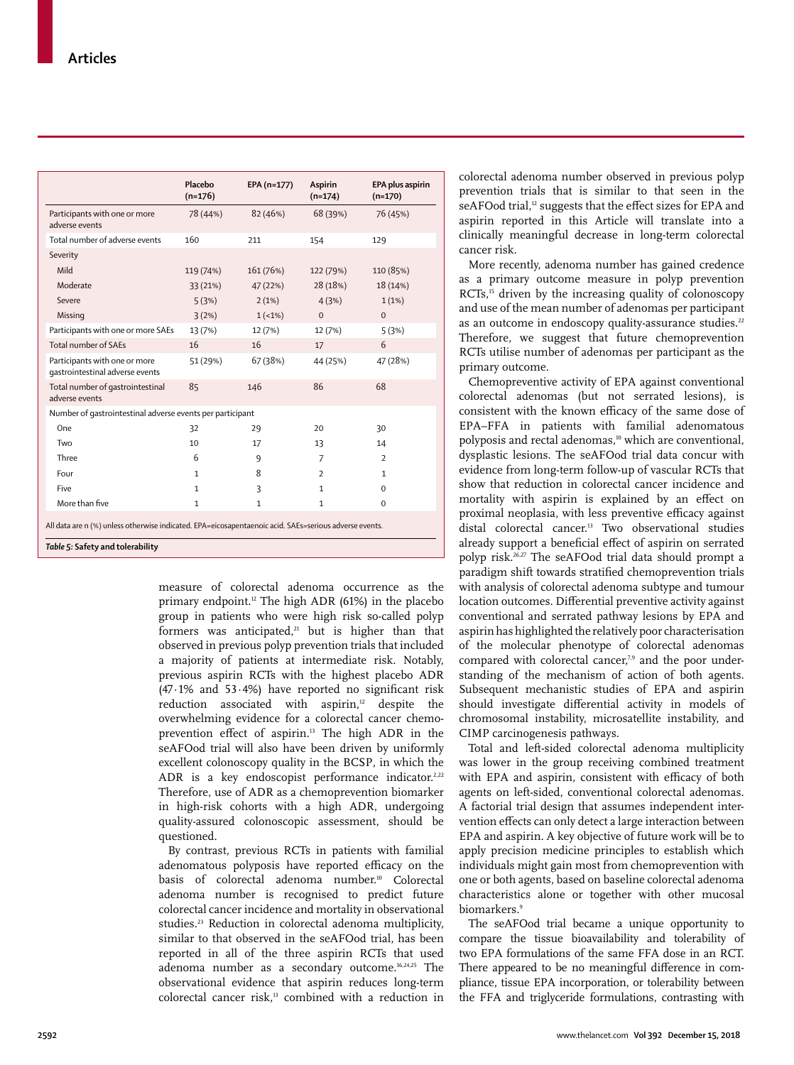| | Placebo (n=176) | EPA (n=177) | Aspirin (n=174) | EPA plus aspirin (n=170) |
|---|---|---|---|---|
| Participants with one or more adverse events | 78 (44%) | 82 (46%) | 68 (39%) | 76 (45%) |
| Total number of adverse events | 160 | 211 | 154 | 129 |
| Severity | | | | |
| Mild | 119 (74%) | 161 (76%) | 122 (79%) | 110 (85%) |
| Moderate | 33 (21%) | 47 (22%) | 28 (18%) | 18 (14%) |
| Severe | 5 (3%) | 2 (1%) | 4 (3%) | 1 (1%) |
| Missing | 3 (2%) | 1 (<1%) | 0 | 0 |
| Participants with one or more SAEs | 13 (7%) | 12 (7%) | 12 (7%) | 5 (3%) |
| Total number of SAEs | 16 | 16 | 17 | 6 |
| Participants with one or more gastrointestinal adverse events | 51 (29%) | 67 (38%) | 44 (25%) | 47 (28%) |
| Total number of gastrointestinal adverse events | 85 | 146 | 86 | 68 |
| Number of gastrointestinal adverse events per participant | | | | |
| One | 32 | 29 | 20 | 30 |
| Two | 10 | 17 | 13 | 14 |
| Three | 6 | 9 | 7 | 2 |
| Four | 1 | 8 | 2 | 1 |
| Five | 1 | 3 | 1 | 0 |
| More than five | 1 | 1 | 1 | 0 |

All data are n (%) unless otherwise indicated. EPA=eicosapentaenoic acid. SAEs=serious adverse events.

***Table 5:* Safety and tolerability**

measure of colorectal adenoma occurrence as the primary endpoint.[12] The high ADR (61%) in the placebo group in patients who were high risk so-called polyp formers was anticipated,[21] but is higher than that observed in previous polyp prevention trials that included a majority of patients at intermediate risk. Notably, previous aspirin RCTs with the highest placebo ADR (47·1% and 53·4%) have reported no significant risk reduction associated with aspirin,[12] despite the overwhelming evidence for a colorectal cancer chemoprevention effect of aspirin.[13] The high ADR in the seAFOod trial will also have been driven by uniformly excellent colonoscopy quality in the BCSP, in which the ADR is a key endoscopist performance indicator.[2,22] Therefore, use of ADR as a chemoprevention biomarker in high-risk cohorts with a high ADR, undergoing quality-assured colonoscopic assessment, should be questioned.

By contrast, previous RCTs in patients with familial adenomatous polyposis have reported efficacy on the basis of colorectal adenoma number.[10] Colorectal adenoma number is recognised to predict future colorectal cancer incidence and mortality in observational studies.[23] Reduction in colorectal adenoma multiplicity, similar to that observed in the seAFOod trial, has been reported in all of the three aspirin RCTs that used adenoma number as a secondary outcome.[16,24,25] The observational evidence that aspirin reduces long-term colorectal cancer risk,[13] combined with a reduction in colorectal adenoma number observed in previous polyp prevention trials that is similar to that seen in the seAFOod trial,[12] suggests that the effect sizes for EPA and aspirin reported in this Article will translate into a clinically meaningful decrease in long-term colorectal cancer risk.

More recently, adenoma number has gained credence as a primary outcome measure in polyp prevention RCTs,[15] driven by the increasing quality of colonoscopy and use of the mean number of adenomas per participant as an outcome in endoscopy quality-assurance studies.[22] Therefore, we suggest that future chemoprevention RCTs utilise number of adenomas per participant as the primary outcome.

Chemopreventive activity of EPA against conventional colorectal adenomas (but not serrated lesions), is consistent with the known efficacy of the same dose of EPA–FFA in patients with familial adenomatous polyposis and rectal adenomas,[10] which are conventional, dysplastic lesions. The seAFOod trial data concur with evidence from long-term follow-up of vascular RCTs that show that reduction in colorectal cancer incidence and mortality with aspirin is explained by an effect on proximal neoplasia, with less preventive efficacy against distal colorectal cancer.[13] Two observational studies already support a beneficial effect of aspirin on serrated polyp risk.[26,27] The seAFOod trial data should prompt a paradigm shift towards stratified chemoprevention trials with analysis of colorectal adenoma subtype and tumour location outcomes. Differential preventive activity against conventional and serrated pathway lesions by EPA and aspirin has highlighted the relatively poor characterisation of the molecular phenotype of colorectal adenomas compared with colorectal cancer,[7,9] and the poor understanding of the mechanism of action of both agents. Subsequent mechanistic studies of EPA and aspirin should investigate differential activity in models of chromosomal instability, microsatellite instability, and CIMP carcinogenesis pathways.

Total and left-sided colorectal adenoma multiplicity was lower in the group receiving combined treatment with EPA and aspirin, consistent with efficacy of both agents on left-sided, conventional colorectal adenomas. A factorial trial design that assumes independent intervention effects can only detect a large interaction between EPA and aspirin. A key objective of future work will be to apply precision medicine principles to establish which individuals might gain most from chemoprevention with one or both agents, based on baseline colorectal adenoma characteristics alone or together with other mucosal biomarkers.[9]

The seAFOod trial became a unique opportunity to compare the tissue bioavailability and tolerability of two EPA formulations of the same FFA dose in an RCT. There appeared to be no meaningful difference in compliance, tissue EPA incorporation, or tolerability between the FFA and triglyceride formulations, contrasting with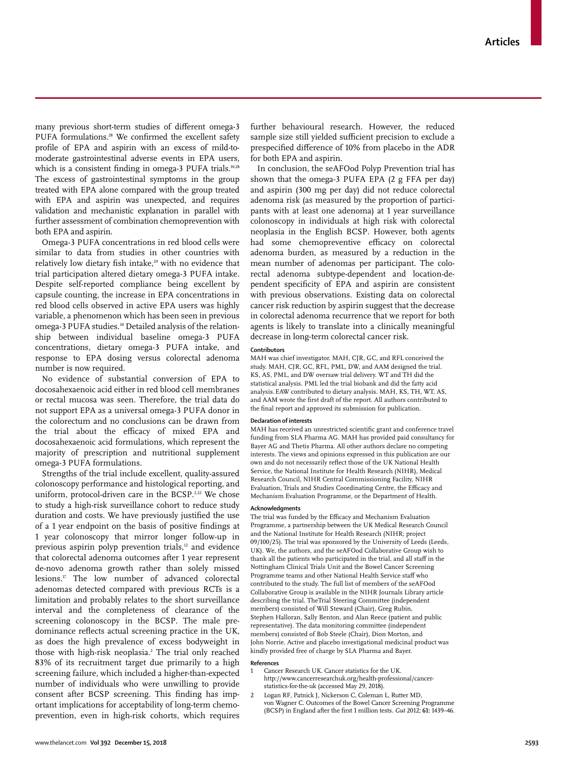many previous short-term studies of different omega-3 PUFA formulations.[28] We confirmed the excellent safety profile of EPA and aspirin with an excess of mild-to-moderate gastrointestinal adverse events in EPA users, which is a consistent finding in omega-3 PUFA trials.[10,28] The excess of gastrointestinal symptoms in the group treated with EPA alone compared with the group treated with EPA and aspirin was unexpected, and requires validation and mechanistic explanation in parallel with further assessment of combination chemoprevention with both EPA and aspirin.

Omega-3 PUFA concentrations in red blood cells were similar to data from studies in other countries with relatively low dietary fish intake,[29] with no evidence that trial participation altered dietary omega-3 PUFA intake. Despite self-reported compliance being excellent by capsule counting, the increase in EPA concentrations in red blood cells observed in active EPA users was highly variable, a phenomenon which has been seen in previous omega-3 PUFA studies.[30] Detailed analysis of the relationship between individual baseline omega-3 PUFA concentrations, dietary omega-3 PUFA intake, and response to EPA dosing versus colorectal adenoma number is now required.

No evidence of substantial conversion of EPA to docosahexaenoic acid either in red blood cell membranes or rectal mucosa was seen. Therefore, the trial data do not support EPA as a universal omega-3 PUFA donor in the colorectum and no conclusions can be drawn from the trial about the efficacy of mixed EPA and docosahexaenoic acid formulations, which represent the majority of prescription and nutritional supplement omega-3 PUFA formulations.

Strengths of the trial include excellent, quality-assured colonoscopy performance and histological reporting, and uniform, protocol-driven care in the BCSP.[2,22] We chose to study a high-risk surveillance cohort to reduce study duration and costs. We have previously justified the use of a 1 year endpoint on the basis of positive findings at 1 year colonoscopy that mirror longer follow-up in previous aspirin polyp prevention trials,[12] and evidence that colorectal adenoma outcomes after 1 year represent de-novo adenoma growth rather than solely missed lesions.[17] The low number of advanced colorectal adenomas detected compared with previous RCTs is a limitation and probably relates to the short surveillance interval and the completeness of clearance of the screening colonoscopy in the BCSP. The male predominance reflects actual screening practice in the UK, as does the high prevalence of excess bodyweight in those with high-risk neoplasia.[2] The trial only reached 83% of its recruitment target due primarily to a high screening failure, which included a higher-than-expected number of individuals who were unwilling to provide consent after BCSP screening. This finding has important implications for acceptability of long-term chemoprevention, even in high-risk cohorts, which requires further behavioural research. However, the reduced sample size still yielded sufficient precision to exclude a prespecified difference of 10% from placebo in the ADR for both EPA and aspirin.

In conclusion, the seAFOod Polyp Prevention trial has shown that the omega-3 PUFA EPA (2 g FFA per day) and aspirin (300 mg per day) did not reduce colorectal adenoma risk (as measured by the proportion of participants with at least one adenoma) at 1 year surveillance colonoscopy in individuals at high risk with colorectal neoplasia in the English BCSP. However, both agents had some chemopreventive efficacy on colorectal adenoma burden, as measured by a reduction in the mean number of adenomas per participant. The colorectal adenoma subtype-dependent and location-dependent specificity of EPA and aspirin are consistent with previous observations. Existing data on colorectal cancer risk reduction by aspirin suggest that the decrease in colorectal adenoma recurrence that we report for both agents is likely to translate into a clinically meaningful decrease in long-term colorectal cancer risk.

#### Contributors

MAH was chief investigator. MAH, CJR, GC, and RFL conceived the study. MAH, CJR, GC, RFL, PML, DW, and AAM designed the trial. KS, AS, PML, and DW oversaw trial delivery. WT and TH did the statistical analysis. PML led the trial biobank and did the fatty acid analysis. EAW contributed to dietary analysis. MAH, KS, TH, WT, AS, and AAM wrote the first draft of the report. All authors contributed to the final report and approved its submission for publication.

#### Declaration of interests

MAH has received an unrestricted scientific grant and conference travel funding from SLA Pharma AG. MAH has provided paid consultancy for Bayer AG and Thetis Pharma. All other authors declare no competing interests. The views and opinions expressed in this publication are our own and do not necessarily reflect those of the UK National Health Service, the National Institute for Health Research (NIHR), Medical Research Council, NIHR Central Commissioning Facility, NIHR Evaluation, Trials and Studies Coordinating Centre, the Efficacy and Mechanism Evaluation Programme, or the Department of Health.

#### Acknowledgments

The trial was funded by the Efficacy and Mechanism Evaluation Programme, a partnership between the UK Medical Research Council and the National Institute for Health Research (NIHR; project 09/100/25). The trial was sponsored by the University of Leeds (Leeds, UK). We, the authors, and the seAFOod Collaborative Group wish to thank all the patients who participated in the trial, and all staff in the Nottingham Clinical Trials Unit and the Bowel Cancer Screening Programme teams and other National Health Service staff who contributed to the study. The full list of members of the seAFOod Collaborative Group is available in the NIHR Journals Library article describing the trial. TheTrial Steering Committee (independent members) consisted of Will Steward (Chair), Greg Rubin, Stephen Halloran, Sally Benton, and Alan Reece (patient and public representative). The data monitoring committee (independent members) consisted of Bob Steele (Chair), Dion Morton, and John Norrie. Active and placebo investigational medicinal product was kindly provided free of charge by SLA Pharma and Bayer.

#### References

1. Cancer Research UK. Cancer statistics for the UK. http://www.cancerresearchuk.org/health-professional/cancer-statistics-for-the-uk (accessed May 29, 2018).
2. Logan RF, Patnick J, Nickerson C, Coleman L, Rutter MD, von Wagner C. Outcomes of the Bowel Cancer Screening Programme (BCSP) in England after the first 1 million tests. *Gut* 2012; **61:** 1439–46.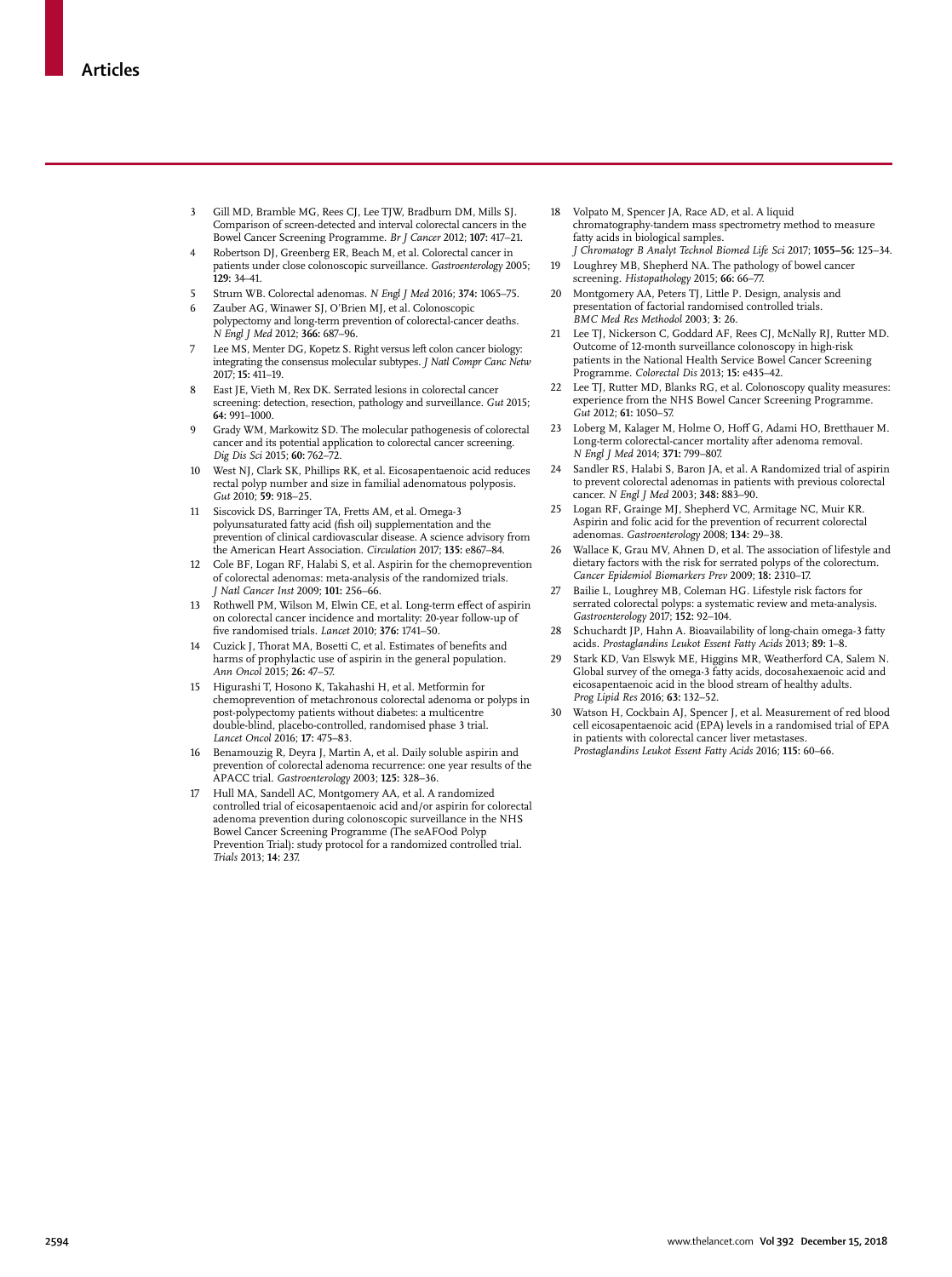3. Gill MD, Bramble MG, Rees CJ, Lee TJW, Bradburn DM, Mills SJ. Comparison of screen-detected and interval colorectal cancers in the Bowel Cancer Screening Programme. *Br J Cancer* 2012; **107:** 417–21.
4. Robertson DJ, Greenberg ER, Beach M, et al. Colorectal cancer in patients under close colonoscopic surveillance. *Gastroenterology* 2005; **129:** 34–41.
5. Strum WB. Colorectal adenomas. *N Engl J Med* 2016; **374:** 1065–75.
6. Zauber AG, Winawer SJ, O'Brien MJ, et al. Colonoscopic polypectomy and long-term prevention of colorectal-cancer deaths. *N Engl J Med* 2012; **366:** 687–96.
7. Lee MS, Menter DG, Kopetz S. Right versus left colon cancer biology: integrating the consensus molecular subtypes. *J Natl Compr Canc Netw* 2017; **15:** 411–19.
8. East JE, Vieth M, Rex DK. Serrated lesions in colorectal cancer screening: detection, resection, pathology and surveillance. *Gut* 2015; **64:** 991–1000.
9. Grady WM, Markowitz SD. The molecular pathogenesis of colorectal cancer and its potential application to colorectal cancer screening. *Dig Dis Sci* 2015; **60:** 762–72.
10. West NJ, Clark SK, Phillips RK, et al. Eicosapentaenoic acid reduces rectal polyp number and size in familial adenomatous polyposis. *Gut* 2010; **59:** 918–25.
11. Siscovick DS, Barringer TA, Fretts AM, et al. Omega-3 polyunsaturated fatty acid (fish oil) supplementation and the prevention of clinical cardiovascular disease. A science advisory from the American Heart Association. *Circulation* 2017; **135:** e867–84.
12. Cole BF, Logan RF, Halabi S, et al. Aspirin for the chemoprevention of colorectal adenomas: meta-analysis of the randomized trials. *J Natl Cancer Inst* 2009; **101:** 256–66.
13. Rothwell PM, Wilson M, Elwin CE, et al. Long-term effect of aspirin on colorectal cancer incidence and mortality: 20-year follow-up of five randomised trials. *Lancet* 2010; **376:** 1741–50.
14. Cuzick J, Thorat MA, Bosetti C, et al. Estimates of benefits and harms of prophylactic use of aspirin in the general population. *Ann Oncol* 2015; **26:** 47–57.
15. Higurashi T, Hosono K, Takahashi H, et al. Metformin for chemoprevention of metachronous colorectal adenoma or polyps in post-polypectomy patients without diabetes: a multicentre double-blind, placebo-controlled, randomised phase 3 trial. *Lancet Oncol* 2016; **17:** 475–83.
16. Benamouzig R, Deyra J, Martin A, et al. Daily soluble aspirin and prevention of colorectal adenoma recurrence: one year results of the APACC trial. *Gastroenterology* 2003; **125:** 328–36.
17. Hull MA, Sandell AC, Montgomery AA, et al. A randomized controlled trial of eicosapentaenoic acid and/or aspirin for colorectal adenoma prevention during colonoscopic surveillance in the NHS Bowel Cancer Screening Programme (The seAFOod Polyp Prevention Trial): study protocol for a randomized controlled trial. *Trials* 2013; **14:** 237.
18. Volpato M, Spencer JA, Race AD, et al. A liquid chromatography-tandem mass spectrometry method to measure fatty acids in biological samples. *J Chromatogr B Analyt Technol Biomed Life Sci* 2017; **1055–56:** 125–34.
19. Loughrey MB, Shepherd NA. The pathology of bowel cancer screening. *Histopathology* 2015; **66:** 66–77.
20. Montgomery AA, Peters TJ, Little P. Design, analysis and presentation of factorial randomised controlled trials. *BMC Med Res Methodol* 2003; **3:** 26.
21. Lee TJ, Nickerson C, Goddard AF, Rees CJ, McNally RJ, Rutter MD. Outcome of 12-month surveillance colonoscopy in high-risk patients in the National Health Service Bowel Cancer Screening Programme. *Colorectal Dis* 2013; **15:** e435–42.
22. Lee TJ, Rutter MD, Blanks RG, et al. Colonoscopy quality measures: experience from the NHS Bowel Cancer Screening Programme. *Gut* 2012; **61:** 1050–57.
23. Loberg M, Kalager M, Holme O, Hoff G, Adami HO, Bretthauer M. Long-term colorectal-cancer mortality after adenoma removal. *N Engl J Med* 2014; **371:** 799–807.
24. Sandler RS, Halabi S, Baron JA, et al. A Randomized trial of aspirin to prevent colorectal adenomas in patients with previous colorectal cancer. *N Engl J Med* 2003; **348:** 883–90.
25. Logan RF, Grainge MJ, Shepherd VC, Armitage NC, Muir KR. Aspirin and folic acid for the prevention of recurrent colorectal adenomas. *Gastroenterology* 2008; **134:** 29–38.
26. Wallace K, Grau MV, Ahnen D, et al. The association of lifestyle and dietary factors with the risk for serrated polyps of the colorectum. *Cancer Epidemiol Biomarkers Prev* 2009; **18:** 2310–17.
27. Bailie L, Loughrey MB, Coleman HG. Lifestyle risk factors for serrated colorectal polyps: a systematic review and meta-analysis. *Gastroenterology* 2017; **152:** 92–104.
28. Schuchardt JP, Hahn A. Bioavailability of long-chain omega-3 fatty acids. *Prostaglandins Leukot Essent Fatty Acids* 2013; **89:** 1–8.
29. Stark KD, Van Elswyk ME, Higgins MR, Weatherford CA, Salem N. Global survey of the omega-3 fatty acids, docosahexaenoic acid and eicosapentaenoic acid in the blood stream of healthy adults. *Prog Lipid Res* 2016; **63:** 132–52.
30. Watson H, Cockbain AJ, Spencer J, et al. Measurement of red blood cell eicosapentaenoic acid (EPA) levels in a randomised trial of EPA in patients with colorectal cancer liver metastases. *Prostaglandins Leukot Essent Fatty Acids* 2016; **115:** 60–66.